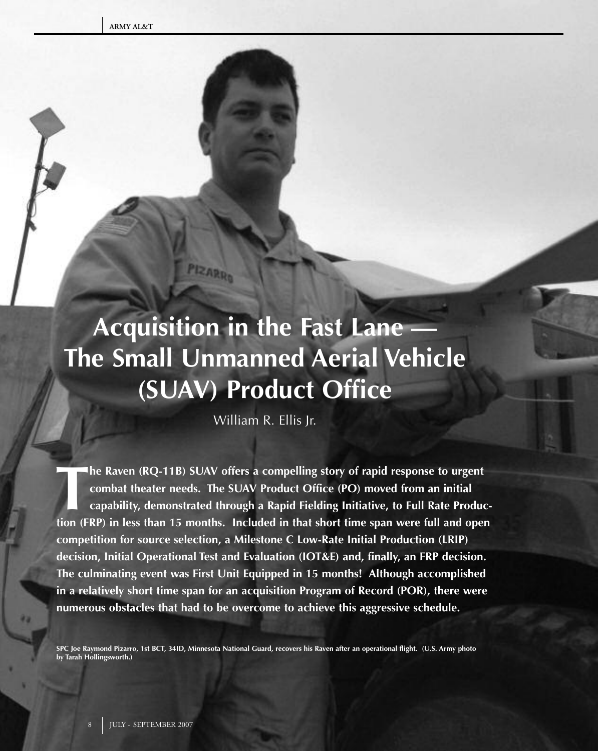# Acquisition in the Fast Lane — The Small Unmanned Aerial Vehicle (SUAV) Product Office

William R. Ellis Jr.

**The Raven (RQ-11B) SUAV offers a compelling story of rapid response to urgent combat theater needs. The SUAV Product Office (PO) moved from an initial capability, demonstrated through a Rapid Fielding Initiative, to Full Rate Production (FRP) in less than 15 months. Included in that short time span were full and open competition for source selection, a Milestone C Low-Rate Initial Production (LRIP) decision, Initial Operational Test and Evaluation (IOT&E) and, finally, an FRP decision. The culminating event was First Unit Equipped in 15 months! Although accomplished in a relatively short time span for an acquisition Program of Record (POR), there were numerous obstacles that had to be overcome to achieve this aggressive schedule.**

SPC Joe Raymond Pizarro, 1st BCT, 34ID, Minnesota National Guard, recovers his Raven after an operational flight. (U.S. Army photo by Tarah Hollingsworth.)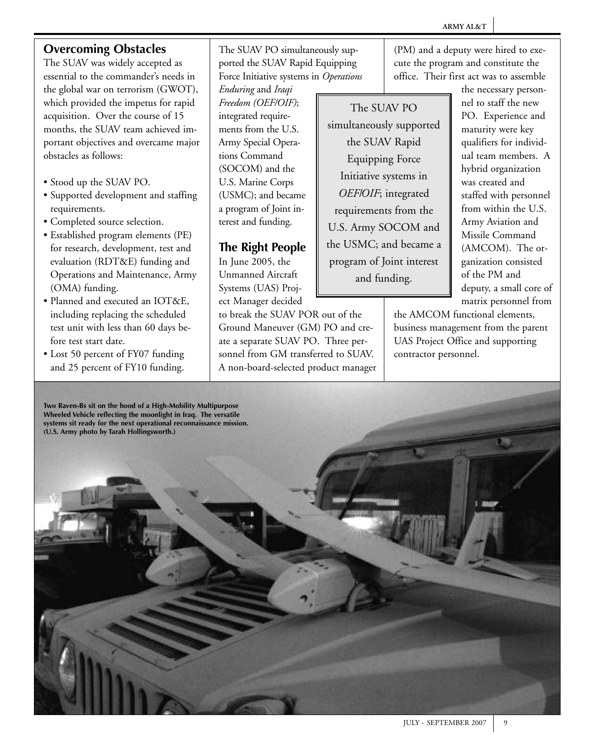## Overcoming Obstacles

The SUAV was widely accepted as essential to the commander's needs in the global war on terrorism (GWOT), which provided the impetus for rapid acquisition. Over the course of 15 months, the SUAV team achieved important objectives and overcame major obstacles as follows:

- Stood up the SUAV PO.
- Supported development and staffing requirements.
- Completed source selection.
- Established program elements (PE) for research, development, test and evaluation (RDT&E) funding and Operations and Maintenance, Army (OMA) funding.
- Planned and executed an IOT&E, including replacing the scheduled test unit with less than 60 days before test start date.
- Lost 50 percent of FY07 funding and 25 percent of FY10 funding.

The SUAV PO simultaneously supported the SUAV Rapid Equipping Force Initiative systems in *Operations Enduring* and *Iraqi Freedom (OEF/OIF)*; integrated requirements from the U.S. Army Special Operations Command (SOCOM) and the U.S. Marine Corps (USMC); and became a program of Joint interest and funding.

> The SUAV PO simultaneously supported the SUAV Rapid Equipping Force Initiative systems in *OEF/OIF*; integrated requirements from the U.S. Army SOCOM and the USMC; and became a program of Joint interest and funding.

## The Right People

In June 2005, the Unmanned Aircraft Systems (UAS) Project Manager decided to break the SUAV POR out of the Ground Maneuver (GM) PO and create a separate SUAV PO. Three personnel from GM transferred to SUAV. A non-board-selected product manager (PM) and a deputy were hired to execute the program and constitute the office. Their first act was to assemble the necessary personnel to staff the new PO. Experience and maturity were key qualifiers for individual team members. A hybrid organization was created and staffed with personnel from within the U.S. Army Aviation and Missile Command (AMCOM). The organization consisted of the PM and deputy, a small core of matrix personnel from the AMCOM functional elements, business management from the parent UAS Project Office and supporting contractor personnel.

**Two Raven-Bs sit on the hood of a High-Mobility Multipurpose Wheeled Vehicle reflecting the moonlight in Iraq. The versatile systems sit ready for the next operational reconnaissance mission. (U.S. Army photo by Tarah Hollingsworth.)**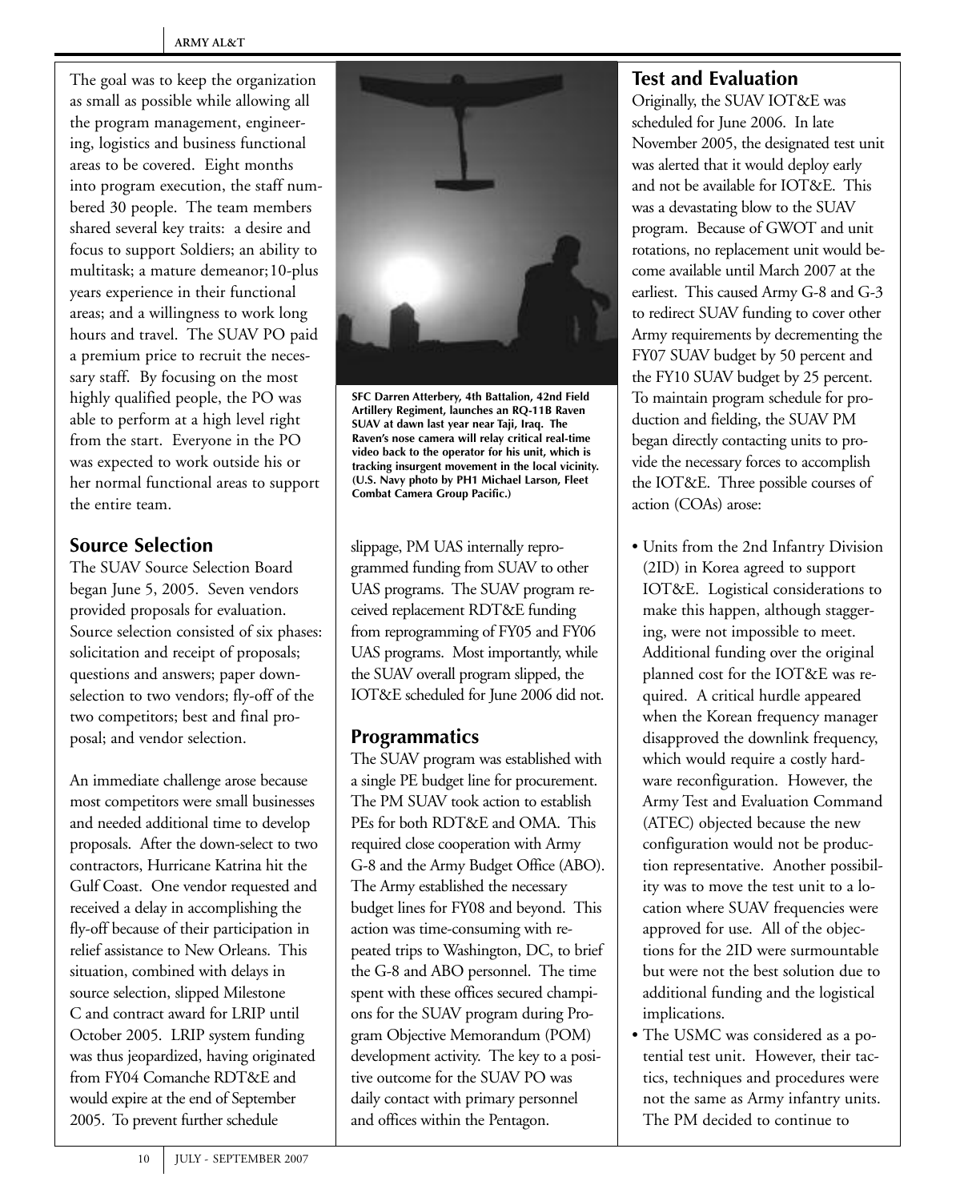The goal was to keep the organization as small as possible while allowing all the program management, engineering, logistics and business functional areas to be covered. Eight months into program execution, the staff numbered 30 people. The team members shared several key traits: a desire and focus to support Soldiers; an ability to multitask; a mature demeanor; 10-plus years experience in their functional areas; and a willingness to work long hours and travel. The SUAV PO paid a premium price to recruit the necessary staff. By focusing on the most highly qualified people, the PO was able to perform at a high level right from the start. Everyone in the PO was expected to work outside his or her normal functional areas to support the entire team.

## Source Selection

The SUAV Source Selection Board began June 5, 2005. Seven vendors provided proposals for evaluation. Source selection consisted of six phases: solicitation and receipt of proposals; questions and answers; paper down-selection to two vendors; fly-off of the two competitors; best and final proposal; and vendor selection.

An immediate challenge arose because most competitors were small businesses and needed additional time to develop proposals. After the down-select to two contractors, Hurricane Katrina hit the Gulf Coast. One vendor requested and received a delay in accomplishing the fly-off because of their participation in relief assistance to New Orleans. This situation, combined with delays in source selection, slipped Milestone C and contract award for LRIP until October 2005. LRIP system funding was thus jeopardized, having originated from FY04 Comanche RDT&E and would expire at the end of September 2005. To prevent further schedule slippage, PM UAS internally reprogrammed funding from SUAV to other UAS programs. The SUAV program received replacement RDT&E funding from reprogramming of FY05 and FY06 UAS programs. Most importantly, while the SUAV overall program slipped, the IOT&E scheduled for June 2006 did not.

**SFC Darren Atterbery, 4th Battalion, 42nd Field Artillery Regiment, launches an RQ-11B Raven SUAV at dawn last year near Taji, Iraq. The Raven's nose camera will relay critical real-time video back to the operator for his unit, which is tracking insurgent movement in the local vicinity. (U.S. Navy photo by PH1 Michael Larson, Fleet Combat Camera Group Pacific.)**

## Programmatics

The SUAV program was established with a single PE budget line for procurement. The PM SUAV took action to establish PEs for both RDT&E and OMA. This required close cooperation with Army G-8 and the Army Budget Office (ABO). The Army established the necessary budget lines for FY08 and beyond. This action was time-consuming with repeated trips to Washington, DC, to brief the G-8 and ABO personnel. The time spent with these offices secured champions for the SUAV program during Program Objective Memorandum (POM) development activity. The key to a positive outcome for the SUAV PO was daily contact with primary personnel and offices within the Pentagon.

## Test and Evaluation

Originally, the SUAV IOT&E was scheduled for June 2006. In late November 2005, the designated test unit was alerted that it would deploy early and not be available for IOT&E. This was a devastating blow to the SUAV program. Because of GWOT and unit rotations, no replacement unit would become available until March 2007 at the earliest. This caused Army G-8 and G-3 to redirect SUAV funding to cover other Army requirements by decrementing the FY07 SUAV budget by 50 percent and the FY10 SUAV budget by 25 percent. To maintain program schedule for production and fielding, the SUAV PM began directly contacting units to provide the necessary forces to accomplish the IOT&E. Three possible courses of action (COAs) arose:

- Units from the 2nd Infantry Division (2ID) in Korea agreed to support IOT&E. Logistical considerations to make this happen, although staggering, were not impossible to meet. Additional funding over the original planned cost for the IOT&E was required. A critical hurdle appeared when the Korean frequency manager disapproved the downlink frequency, which would require a costly hardware reconfiguration. However, the Army Test and Evaluation Command (ATEC) objected because the new configuration would not be production representative. Another possibility was to move the test unit to a location where SUAV frequencies were approved for use. All of the objections for the 2ID were surmountable but were not the best solution due to additional funding and the logistical implications.
- The USMC was considered as a potential test unit. However, their tactics, techniques and procedures were not the same as Army infantry units. The PM decided to continue to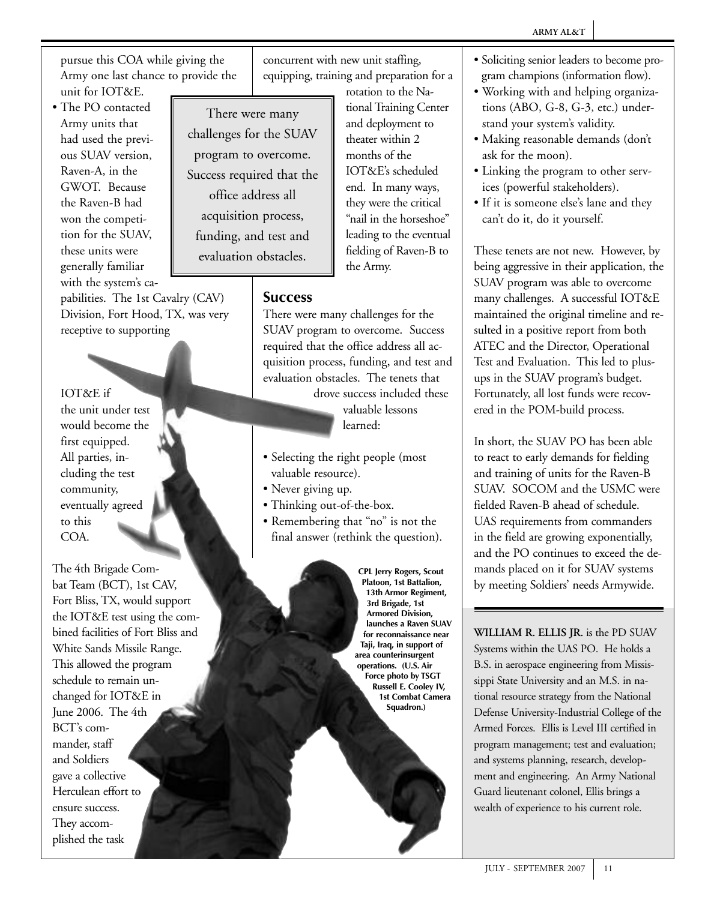pursue this COA while giving the Army one last chance to provide the unit for IOT&E.

- The PO contacted Army units that had used the previous SUAV version, Raven-A, in the GWOT. Because the Raven-B had won the competition for the SUAV, these units were generally familiar with the system's capabilities. The 1st Cavalry (CAV) Division, Fort Hood, TX, was very receptive to supporting IOT&E if the unit under test would become the first equipped. All parties, including the test community, eventually agreed to this COA.

The 4th Brigade Combat Team (BCT), 1st CAV, Fort Bliss, TX, would support the IOT&E test using the combined facilities of Fort Bliss and White Sands Missile Range. This allowed the program schedule to remain unchanged for IOT&E in June 2006. The 4th BCT's commander, staff and Soldiers gave a collective Herculean effort to ensure success. They accomplished the task concurrent with new unit staffing, equipping, training and preparation for a rotation to the National Training Center and deployment to theater within 2 months of the IOT&E's scheduled end. In many ways, they were the critical "nail in the horseshoe" leading to the eventual fielding of Raven-B to the Army.

> There were many challenges for the SUAV program to overcome. Success required that the office address all acquisition process, funding, and test and evaluation obstacles.

## Success

There were many challenges for the SUAV program to overcome. Success required that the office address all acquisition process, funding, and test and evaluation obstacles. The tenets that drove success included these valuable lessons learned:

- Selecting the right people (most valuable resource).
- Never giving up.
- Thinking out-of-the-box.
- Remembering that "no" is not the final answer (rethink the question).
- Soliciting senior leaders to become program champions (information flow).
- Working with and helping organizations (ABO, G-8, G-3, etc.) understand your system's validity.
- Making reasonable demands (don't ask for the moon).
- Linking the program to other services (powerful stakeholders).
- If it is someone else's lane and they can't do it, do it yourself.

**CPL Jerry Rogers, Scout Platoon, 1st Battalion, 13th Armor Regiment, 3rd Brigade, 1st Armored Division, launches a Raven SUAV for reconnaissance near Taji, Iraq, in support of area counterinsurgent operations. (U.S. Air Force photo by TSGT Russell E. Cooley IV, 1st Combat Camera Squadron.)**

These tenets are not new. However, by being aggressive in their application, the SUAV program was able to overcome many challenges. A successful IOT&E maintained the original timeline and resulted in a positive report from both ATEC and the Director, Operational Test and Evaluation. This led to plus-ups in the SUAV program's budget. Fortunately, all lost funds were recovered in the POM-build process.

In short, the SUAV PO has been able to react to early demands for fielding and training of units for the Raven-B SUAV. SOCOM and the USMC were fielded Raven-B ahead of schedule. UAS requirements from commanders in the field are growing exponentially, and the PO continues to exceed the demands placed on it for SUAV systems by meeting Soldiers' needs Armywide.

---

**WILLIAM R. ELLIS JR.** is the PD SUAV Systems within the UAS PO. He holds a B.S. in aerospace engineering from Mississippi State University and an M.S. in national resource strategy from the National Defense University-Industrial College of the Armed Forces. Ellis is Level III certified in program management; test and evaluation; and systems planning, research, development and engineering. An Army National Guard lieutenant colonel, Ellis brings a wealth of experience to his current role.